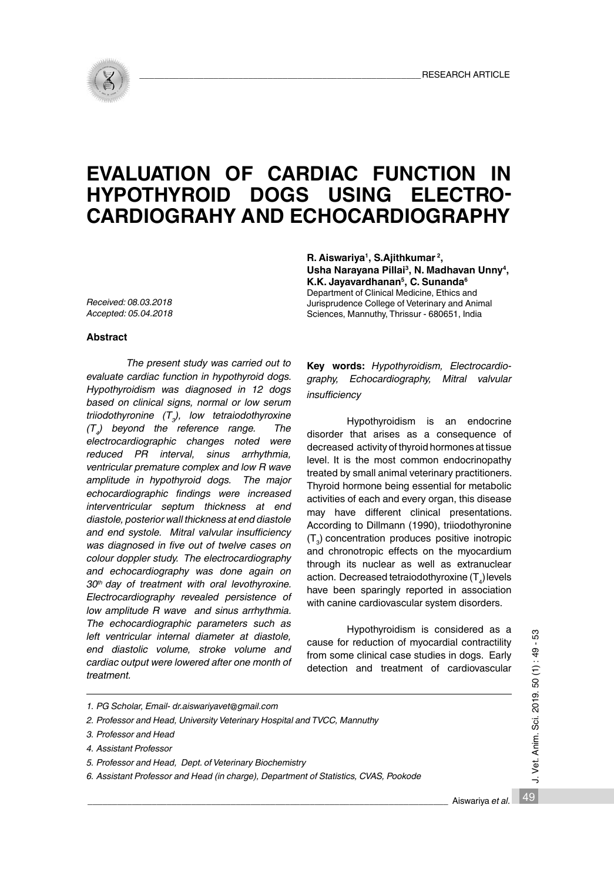RESEARCH ARTICLE

# EVALUATION OF CARDIAC FUNCTION IN HYPOTHYROID DOGS USING ELECTROCARDIOGRAHY AND ECHOCARDIOGRAPHY

**R. Aiswariya[1], S.Ajithkumar[2], Usha Narayana Pillai[3], N. Madhavan Unny[4], K.K. Jayavardhanan[5], C. Sunanda[6]**

Department of Clinical Medicine, Ethics and Jurisprudence College of Veterinary and Animal Sciences, Mannuthy, Thrissur - 680651, India

*Received: 08.03.2018*
*Accepted: 05.04.2018*

### Abstract

*The present study was carried out to evaluate cardiac function in hypothyroid dogs. Hypothyroidism was diagnosed in 12 dogs based on clinical signs, normal or low serum triiodothyronine ($T_3$), low tetraiodothyroxine ($T_4$) beyond the reference range. The electrocardiographic changes noted were reduced PR interval, sinus arrhythmia, ventricular premature complex and low R wave amplitude in hypothyroid dogs. The major echocardiographic findings were increased interventricular septum thickness at end diastole, posterior wall thickness at end diastole and end systole. Mitral valvular insufficiency was diagnosed in five out of twelve cases on colour doppler study. The electrocardiography and echocardiography was done again on 30th day of treatment with oral levothyroxine. Electrocardiography revealed persistence of low amplitude R wave and sinus arrhythmia. The echocardiographic parameters such as left ventricular internal diameter at diastole, end diastolic volume, stroke volume and cardiac output were lowered after one month of treatment.*

**Key words:** *Hypothyroidism, Electrocardiography, Echocardiography, Mitral valvular insufficiency*

Hypothyroidism is an endocrine disorder that arises as a consequence of decreased activity of thyroid hormones at tissue level. It is the most common endocrinopathy treated by small animal veterinary practitioners. Thyroid hormone being essential for metabolic activities of each and every organ, this disease may have different clinical presentations. According to Dillmann (1990), triiodothyronine ($T_3$) concentration produces positive inotropic and chronotropic effects on the myocardium through its nuclear as well as extranuclear action. Decreased tetraiodothyroxine ($T_4$) levels have been sparingly reported in association with canine cardiovascular system disorders.

Hypothyroidism is considered as a cause for reduction of myocardial contractility from some clinical case studies in dogs. Early detection and treatment of cardiovascular

---

1. *PG Scholar, Email- dr.aiswariyavet@gmail.com*
2. *Professor and Head, University Veterinary Hospital and TVCC, Mannuthy*
3. *Professor and Head*
4. *Assistant Professor*
5. *Professor and Head, Dept. of Veterinary Biochemistry*
6. *Assistant Professor and Head (in charge), Department of Statistics, CVAS, Pookode*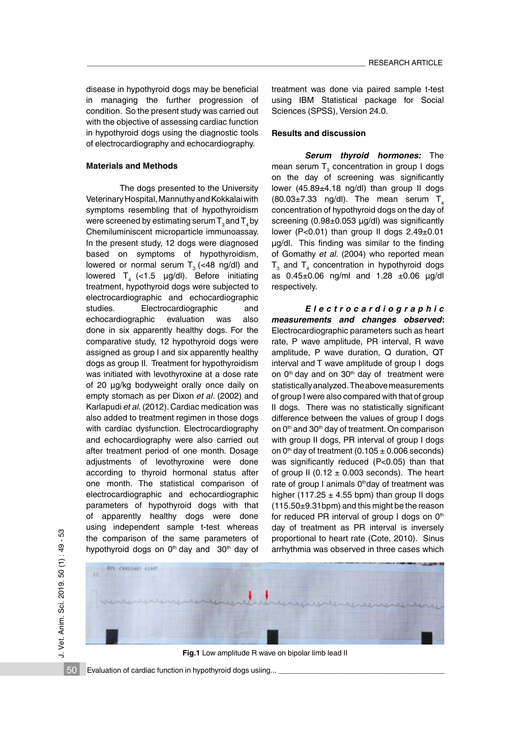disease in hypothyroid dogs may be beneficial in managing the further progression of condition. So the present study was carried out with the objective of assessing cardiac function in hypothyroid dogs using the diagnostic tools of electrocardiography and echocardiography.

## Materials and Methods

The dogs presented to the University Veterinary Hospital, Mannuthy and Kokkalai with symptoms resembling that of hypothyroidism were screened by estimating serum $T_3$ and $T_4$ by Chemiluminiscent microparticle immunoassay. In the present study, 12 dogs were diagnosed based on symptoms of hypothyroidism, lowered or normal serum $T_3$ (<48 ng/dl) and lowered $T_4$ (<1.5 µg/dl). Before initiating treatment, hypothyroid dogs were subjected to electrocardiographic and echocardiographic studies. Electrocardiographic and echocardiographic evaluation was also done in six apparently healthy dogs. For the comparative study, 12 hypothyroid dogs were assigned as group I and six apparently healthy dogs as group II. Treatment for hypothyroidism was initiated with levothyroxine at a dose rate of 20 µg/kg bodyweight orally once daily on empty stomach as per Dixon *et al*. (2002) and Karlapudi *et al.* (2012). Cardiac medication was also added to treatment regimen in those dogs with cardiac dysfunction. Electrocardiography and echocardiography were also carried out after treatment period of one month. Dosage adjustments of levothyroxine were done according to thyroid hormonal status after one month. The statistical comparison of electrocardiographic and echocardiographic parameters of hypothyroid dogs with that of apparently healthy dogs were done using independent sample t-test whereas the comparison of the same parameters of hypothyroid dogs on $0^{th}$ day and $30^{th}$ day of treatment was done via paired sample t-test using IBM Statistical package for Social Sciences (SPSS), Version 24.0.

## Results and discussion

***Serum thyroid hormones:*** The mean serum $T_3$ concentration in group I dogs on the day of screening was significantly lower (45.89±4.18 ng/dl) than group II dogs (80.03±7.33 ng/dl). The mean serum $T_4$ concentration of hypothyroid dogs on the day of screening (0.98±0.053 µg/dl) was significantly lower (P<0.01) than group II dogs 2.49±0.01 µg/dl. This finding was similar to the finding of Gomathy *et al.* (2004) who reported mean $T_3$ and $T_4$ concentration in hypothyroid dogs as 0.45±0.06 ng/ml and 1.28 ±0.06 µg/dl respectively.

***Electrocardiographic measurements and changes observed*:** Electrocardiographic parameters such as heart rate, P wave amplitude, PR interval, R wave amplitude, P wave duration, Q duration, QT interval and T wave amplitude of group I dogs on $0^{th}$ day and on $30^{th}$ day of treatment were statistically analyzed. The above measurements of group I were also compared with that of group II dogs. There was no statistically significant difference between the values of group I dogs on $0^{th}$ and $30^{th}$ day of treatment. On comparison with group II dogs, PR interval of group I dogs on $0^{th}$ day of treatment (0.105 ± 0.006 seconds) was significantly reduced (P<0.05) than that of group II (0.12 ± 0.003 seconds). The heart rate of group I animals $0^{th}$ day of treatment was higher (117.25 ± 4.55 bpm) than group II dogs (115.50±9.31bpm) and this might be the reason for reduced PR interval of group I dogs on $0^{th}$ day of treatment as PR interval is inversely proportional to heart rate (Cote, 2010). Sinus arrhythmia was observed in three cases which

**Fig.1** Low amplitude R wave on bipolar limb lead II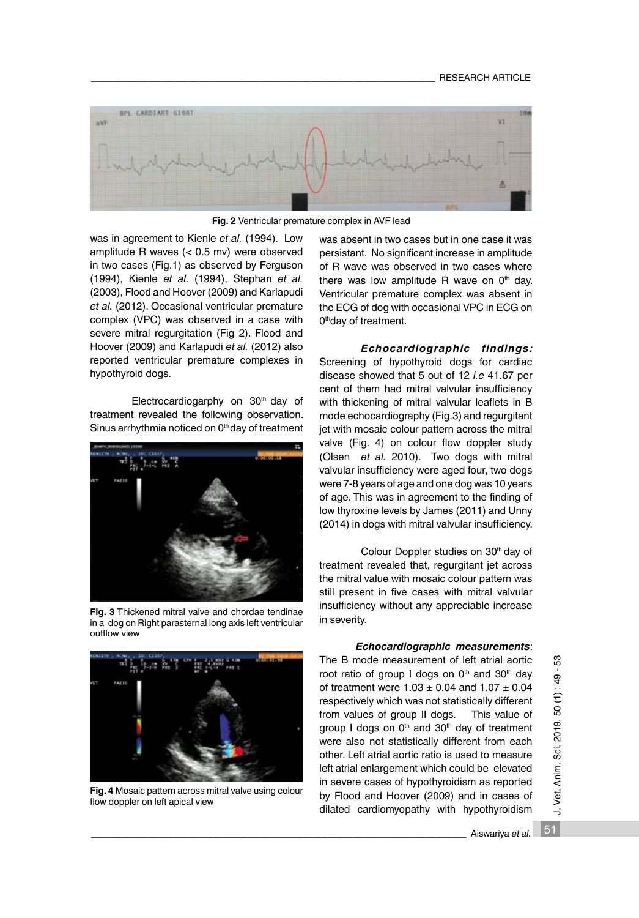Fig. 2 Ventricular premature complex in AVF lead

was in agreement to Kienle *et al.* (1994). Low amplitude R waves (< 0.5 mv) were observed in two cases (Fig.1) as observed by Ferguson (1994), Kienle *et al.* (1994), Stephan *et al.* (2003), Flood and Hoover (2009) and Karlapudi *et al.* (2012). Occasional ventricular premature complex (VPC) was observed in a case with severe mitral regurgitation (Fig 2). Flood and Hoover (2009) and Karlapudi *et al.* (2012) also reported ventricular premature complexes in hypothyroid dogs.

Electrocardiogarphy on 30th day of treatment revealed the following observation. Sinus arrhythmia noticed on 0th day of treatment was absent in two cases but in one case it was persistant. No significant increase in amplitude of R wave was observed in two cases where there was low amplitude R wave on 0th day. Ventricular premature complex was absent in the ECG of dog with occasional VPC in ECG on 0th day of treatment.

Fig. 3 Thickened mitral valve and chordae tendinae in a dog on Right parasternal long axis left ventricular outflow view

Fig. 4 Mosaic pattern across mitral valve using colour flow doppler on left apical view

***Echocardiographic findings:*** Screening of hypothyroid dogs for cardiac disease showed that 5 out of 12 *i.e* 41.67 per cent of them had mitral valvular insufficiency with thickening of mitral valvular leaflets in B mode echocardiography (Fig.3) and regurgitant jet with mosaic colour pattern across the mitral valve (Fig. 4) on colour flow doppler study (Olsen *et al.* 2010). Two dogs with mitral valvular insufficiency were aged four, two dogs were 7-8 years of age and one dog was 10 years of age. This was in agreement to the finding of low thyroxine levels by James (2011) and Unny (2014) in dogs with mitral valvular insufficiency.

Colour Doppler studies on 30th day of treatment revealed that, regurgitant jet across the mitral value with mosaic colour pattern was still present in five cases with mitral valvular insufficiency without any appreciable increase in severity.

***Echocardiographic measurements***: The B mode measurement of left atrial aortic root ratio of group I dogs on 0th and 30th day of treatment were $1.03 \pm 0.04$ and $1.07 \pm 0.04$ respectively which was not statistically different from values of group II dogs. This value of group I dogs on 0th and 30th day of treatment were also not statistically different from each other. Left atrial aortic ratio is used to measure left atrial enlargement which could be elevated in severe cases of hypothyroidism as reported by Flood and Hoover (2009) and in cases of dilated cardiomyopathy with hypothyroidism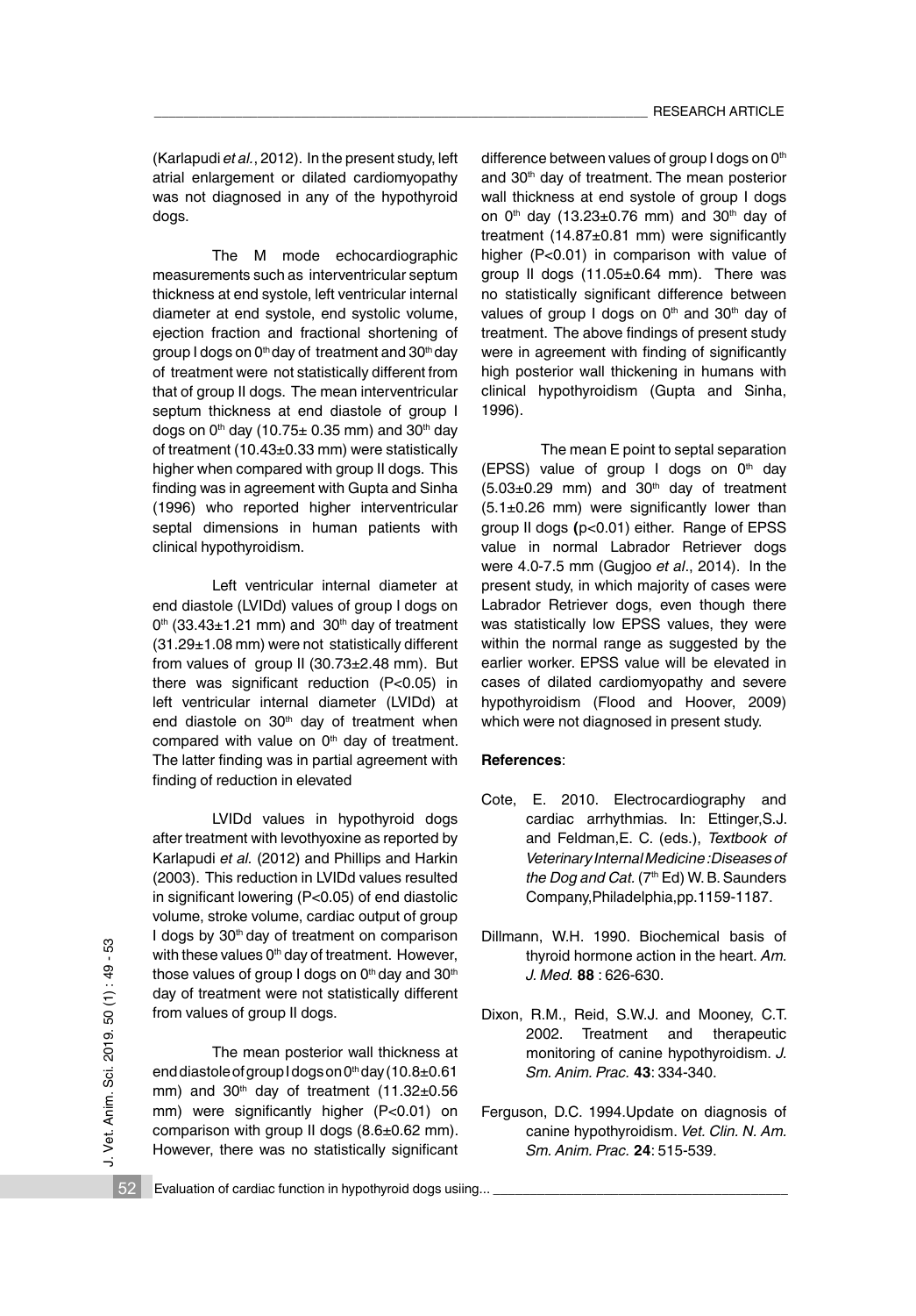(Karlapudi *et al.*, 2012). In the present study, left atrial enlargement or dilated cardiomyopathy was not diagnosed in any of the hypothyroid dogs.

The M mode echocardiographic measurements such as interventricular septum thickness at end systole, left ventricular internal diameter at end systole, end systolic volume, ejection fraction and fractional shortening of group I dogs on $0^{th}$ day of treatment and $30^{th}$ day of treatment were not statistically different from that of group II dogs. The mean interventricular septum thickness at end diastole of group I dogs on $0^{th}$ day (10.75± 0.35 mm) and $30^{th}$ day of treatment (10.43±0.33 mm) were statistically higher when compared with group II dogs. This finding was in agreement with Gupta and Sinha (1996) who reported higher interventricular septal dimensions in human patients with clinical hypothyroidism.

Left ventricular internal diameter at end diastole (LVIDd) values of group I dogs on $0^{th}$ (33.43±1.21 mm) and $30^{th}$ day of treatment (31.29±1.08 mm) were not statistically different from values of group II (30.73±2.48 mm). But there was significant reduction ($P<0.05$) in left ventricular internal diameter (LVIDd) at end diastole on $30^{th}$ day of treatment when compared with value on $0^{th}$ day of treatment. The latter finding was in partial agreement with finding of reduction in elevated

LVIDd values in hypothyroid dogs after treatment with levothyoxine as reported by Karlapudi *et al.* (2012) and Phillips and Harkin (2003). This reduction in LVIDd values resulted in significant lowering ($P<0.05$) of end diastolic volume, stroke volume, cardiac output of group I dogs by $30^{th}$ day of treatment on comparison with these values $0^{th}$ day of treatment. However, those values of group I dogs on $0^{th}$ day and $30^{th}$ day of treatment were not statistically different from values of group II dogs.

The mean posterior wall thickness at end diastole of group I dogs on $0^{th}$ day (10.8±0.61 mm) and $30^{th}$ day of treatment (11.32±0.56 mm) were significantly higher ($P<0.01$) on comparison with group II dogs (8.6±0.62 mm). However, there was no statistically significant difference between values of group I dogs on $0^{th}$ and $30^{th}$ day of treatment. The mean posterior wall thickness at end systole of group I dogs on $0^{th}$ day (13.23±0.76 mm) and $30^{th}$ day of treatment (14.87±0.81 mm) were significantly higher ($P<0.01$) in comparison with value of group II dogs (11.05±0.64 mm). There was no statistically significant difference between values of group I dogs on $0^{th}$ and $30^{th}$ day of treatment. The above findings of present study were in agreement with finding of significantly high posterior wall thickening in humans with clinical hypothyroidism (Gupta and Sinha, 1996).

The mean E point to septal separation (EPSS) value of group I dogs on $0^{th}$ day (5.03±0.29 mm) and $30^{th}$ day of treatment (5.1±0.26 mm) were significantly lower than group II dogs **(**$p<0.01$) either. Range of EPSS value in normal Labrador Retriever dogs were 4.0-7.5 mm (Gugjoo *et al*., 2014). In the present study, in which majority of cases were Labrador Retriever dogs, even though there was statistically low EPSS values, they were within the normal range as suggested by the earlier worker. EPSS value will be elevated in cases of dilated cardiomyopathy and severe hypothyroidism (Flood and Hoover, 2009) which were not diagnosed in present study.

**References**:

Cote, E. 2010. Electrocardiography and cardiac arrhythmias. In: Ettinger,S.J. and Feldman,E. C. (eds.), *Textbook of Veterinary Internal Medicine :Diseases of the Dog and Cat*. ($7^{th}$ Ed) W. B. Saunders Company,Philadelphia,pp.1159-1187.

Dillmann, W.H. 1990. Biochemical basis of thyroid hormone action in the heart. *Am. J. Med.* **88** : 626-630.

Dixon, R.M., Reid, S.W.J. and Mooney, C.T. 2002. Treatment and therapeutic monitoring of canine hypothyroidism. *J. Sm. Anim. Prac.* **43**: 334-340.

Ferguson, D.C. 1994.Update on diagnosis of canine hypothyroidism. *Vet. Clin. N. Am. Sm. Anim. Prac.* **24**: 515-539.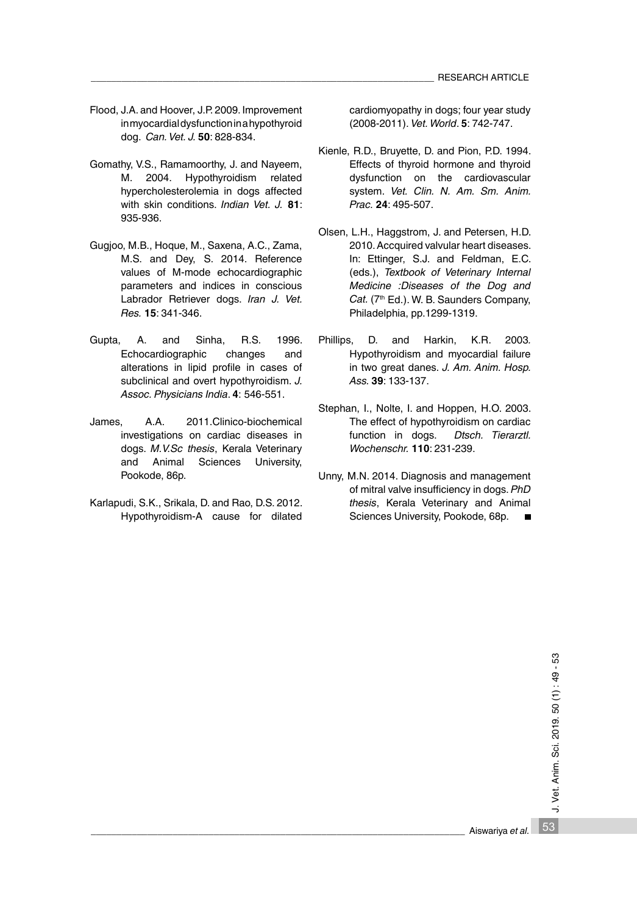Flood, J.A. and Hoover, J.P. 2009. Improvement in myocardial dysfunction in a hypothyroid dog. *Can. Vet. J.* **50**: 828-834.

Gomathy, V.S., Ramamoorthy, J. and Nayeem, M. 2004. Hypothyroidism related hypercholesterolemia in dogs affected with skin conditions. *Indian Vet. J.* **81**: 935-936.

Gugjoo, M.B., Hoque, M., Saxena, A.C., Zama, M.S. and Dey, S. 2014. Reference values of M-mode echocardiographic parameters and indices in conscious Labrador Retriever dogs. *Iran J. Vet. Res.* **15**: 341-346.

Gupta, A. and Sinha, R.S. 1996. Echocardiographic changes and alterations in lipid profile in cases of subclinical and overt hypothyroidism. *J. Assoc. Physicians India*. **4**: 546-551.

James, A.A. 2011.Clinico-biochemical investigations on cardiac diseases in dogs. *M.V.Sc thesis*, Kerala Veterinary and Animal Sciences University, Pookode, 86p.

Karlapudi, S.K., Srikala, D. and Rao, D.S. 2012. Hypothyroidism-A cause for dilated cardiomyopathy in dogs; four year study (2008-2011). *Vet. World*. **5**: 742-747.

Kienle, R.D., Bruyette, D. and Pion, P.D. 1994. Effects of thyroid hormone and thyroid dysfunction on the cardiovascular system. *Vet. Clin. N. Am. Sm. Anim. Prac.* **24**: 495-507.

Olsen, L.H., Haggstrom, J. and Petersen, H.D. 2010. Accquired valvular heart diseases. In: Ettinger, S.J. and Feldman, E.C. (eds.), *Textbook of Veterinary Internal Medicine :Diseases of the Dog and Cat.* (7th Ed.). W. B. Saunders Company, Philadelphia, pp.1299-1319.

Phillips, D. and Harkin, K.R. 2003. Hypothyroidism and myocardial failure in two great danes. *J. Am. Anim. Hosp. Ass.* **39**: 133-137.

Stephan, I., Nolte, I. and Hoppen, H.O. 2003. The effect of hypothyroidism on cardiac function in dogs. *Dtsch. Tierarztl. Wochenschr.* **110**: 231-239.

Unny, M.N. 2014. Diagnosis and management of mitral valve insufficiency in dogs. *PhD thesis*, Kerala Veterinary and Animal Sciences University, Pookode, 68p. ■